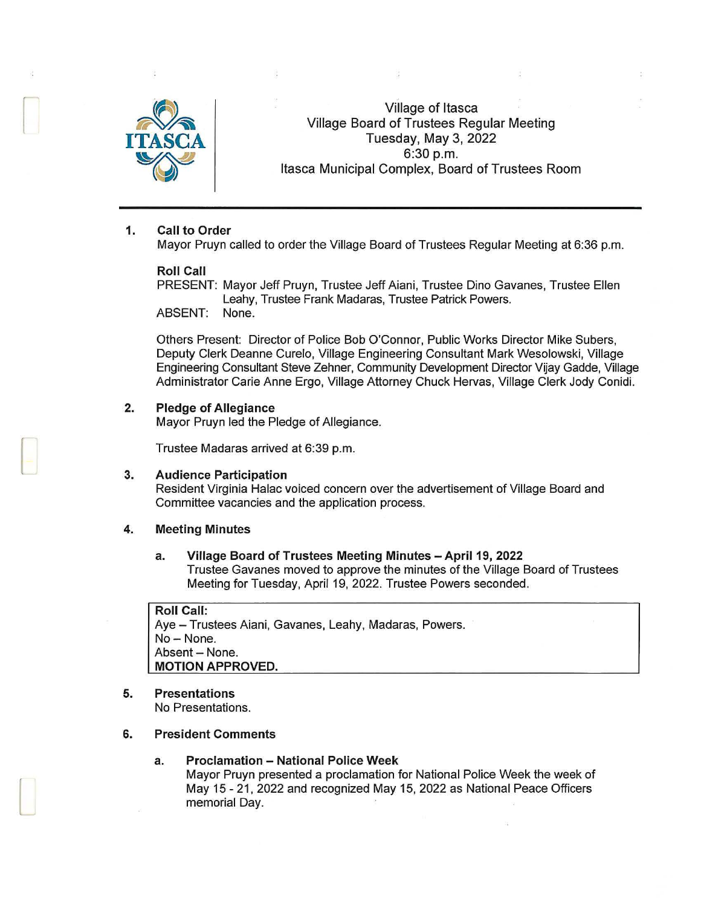Village of Itasca
Village Board of Trustees Regular Meeting
Tuesday, May 3, 2022
6:30 p.m.
Itasca Municipal Complex, Board of Trustees Room

---

**1. Call to Order**

Mayor Pruyn called to order the Village Board of Trustees Regular Meeting at 6:36 p.m.

**Roll Call**

PRESENT: Mayor Jeff Pruyn, Trustee Jeff Aiani, Trustee Dino Gavanes, Trustee Ellen Leahy, Trustee Frank Madaras, Trustee Patrick Powers.
ABSENT: None.

Others Present: Director of Police Bob O'Connor, Public Works Director Mike Subers, Deputy Clerk Deanne Curelo, Village Engineering Consultant Mark Wesolowski, Village Engineering Consultant Steve Zehner, Community Development Director Vijay Gadde, Village Administrator Carie Anne Ergo, Village Attorney Chuck Hervas, Village Clerk Jody Conidi.

**2. Pledge of Allegiance**

Mayor Pruyn led the Pledge of Allegiance.

Trustee Madaras arrived at 6:39 p.m.

**3. Audience Participation**

Resident Virginia Halac voiced concern over the advertisement of Village Board and Committee vacancies and the application process.

**4. Meeting Minutes**

**a. Village Board of Trustees Meeting Minutes – April 19, 2022**

Trustee Gavanes moved to approve the minutes of the Village Board of Trustees Meeting for Tuesday, April 19, 2022. Trustee Powers seconded.

**Roll Call:**
Aye – Trustees Aiani, Gavanes, Leahy, Madaras, Powers.
No – None.
Absent – None.
**MOTION APPROVED.**

**5. Presentations**

No Presentations.

**6. President Comments**

**a. Proclamation – National Police Week**

Mayor Pruyn presented a proclamation for National Police Week the week of May 15 - 21, 2022 and recognized May 15, 2022 as National Peace Officers memorial Day.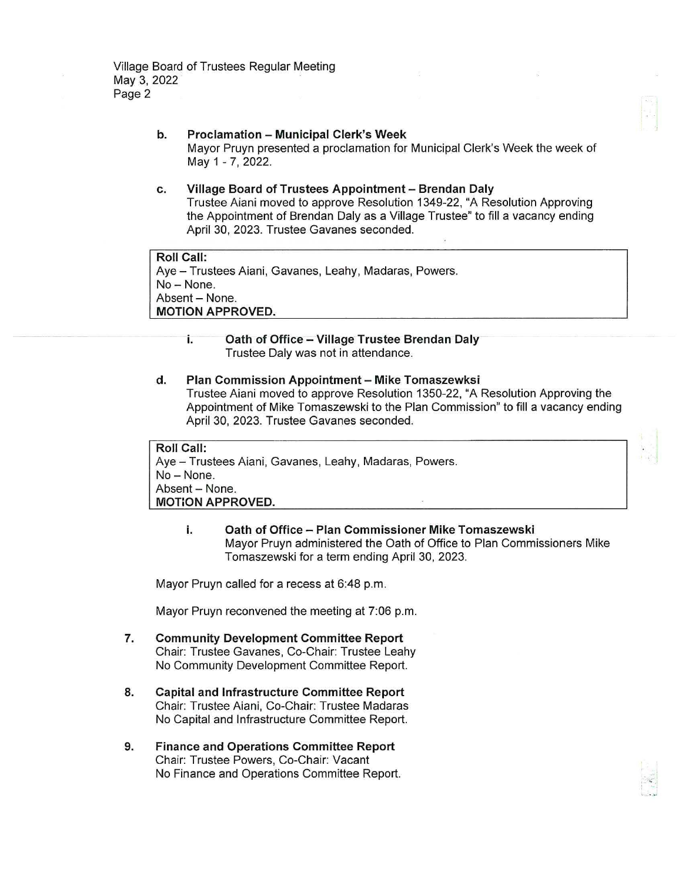b. **Proclamation – Municipal Clerk's Week**
Mayor Pruyn presented a proclamation for Municipal Clerk's Week the week of May 1 - 7, 2022.

c. **Village Board of Trustees Appointment – Brendan Daly**
Trustee Aiani moved to approve Resolution 1349-22, "A Resolution Approving the Appointment of Brendan Daly as a Village Trustee" to fill a vacancy ending April 30, 2023. Trustee Gavanes seconded.

**Roll Call:**
Aye – Trustees Aiani, Gavanes, Leahy, Madaras, Powers.
No – None.
Absent – None.
**MOTION APPROVED.**

i. **Oath of Office – Village Trustee Brendan Daly**
Trustee Daly was not in attendance.

d. **Plan Commission Appointment – Mike Tomaszewksi**
Trustee Aiani moved to approve Resolution 1350-22, "A Resolution Approving the Appointment of Mike Tomaszewski to the Plan Commission" to fill a vacancy ending April 30, 2023. Trustee Gavanes seconded.

**Roll Call:**
Aye – Trustees Aiani, Gavanes, Leahy, Madaras, Powers.
No – None.
Absent – None.
**MOTION APPROVED.**

i. **Oath of Office – Plan Commissioner Mike Tomaszewski**
Mayor Pruyn administered the Oath of Office to Plan Commissioners Mike Tomaszewski for a term ending April 30, 2023.

Mayor Pruyn called for a recess at 6:48 p.m.

Mayor Pruyn reconvened the meeting at 7:06 p.m.

7. **Community Development Committee Report**
Chair: Trustee Gavanes, Co-Chair: Trustee Leahy
No Community Development Committee Report.

8. **Capital and Infrastructure Committee Report**
Chair: Trustee Aiani, Co-Chair: Trustee Madaras
No Capital and Infrastructure Committee Report.

9. **Finance and Operations Committee Report**
Chair: Trustee Powers, Co-Chair: Vacant
No Finance and Operations Committee Report.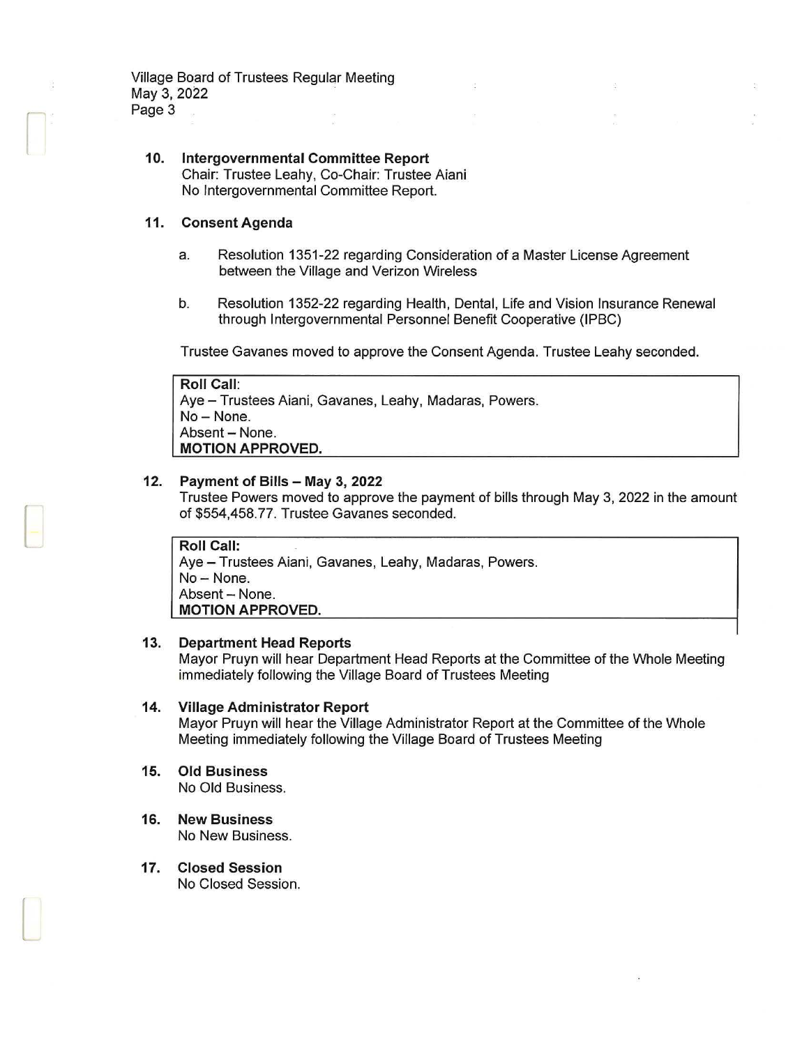## 10. Intergovernmental Committee Report

Chair: Trustee Leahy, Co-Chair: Trustee Aiani
No Intergovernmental Committee Report.

## 11. Consent Agenda

a. Resolution 1351-22 regarding Consideration of a Master License Agreement between the Village and Verizon Wireless

b. Resolution 1352-22 regarding Health, Dental, Life and Vision Insurance Renewal through Intergovernmental Personnel Benefit Cooperative (IPBC)

Trustee Gavanes moved to approve the Consent Agenda. Trustee Leahy seconded.

**Roll Call**:
Aye – Trustees Aiani, Gavanes, Leahy, Madaras, Powers.
No – None.
Absent – None.
**MOTION APPROVED.**

## 12. Payment of Bills – May 3, 2022

Trustee Powers moved to approve the payment of bills through May 3, 2022 in the amount of $554,458.77. Trustee Gavanes seconded.

**Roll Call:**
Aye – Trustees Aiani, Gavanes, Leahy, Madaras, Powers.
No – None.
Absent – None.
**MOTION APPROVED.**

## 13. Department Head Reports

Mayor Pruyn will hear Department Head Reports at the Committee of the Whole Meeting immediately following the Village Board of Trustees Meeting

## 14. Village Administrator Report

Mayor Pruyn will hear the Village Administrator Report at the Committee of the Whole Meeting immediately following the Village Board of Trustees Meeting

## 15. Old Business

No Old Business.

## 16. New Business

No New Business.

## 17. Closed Session

No Closed Session.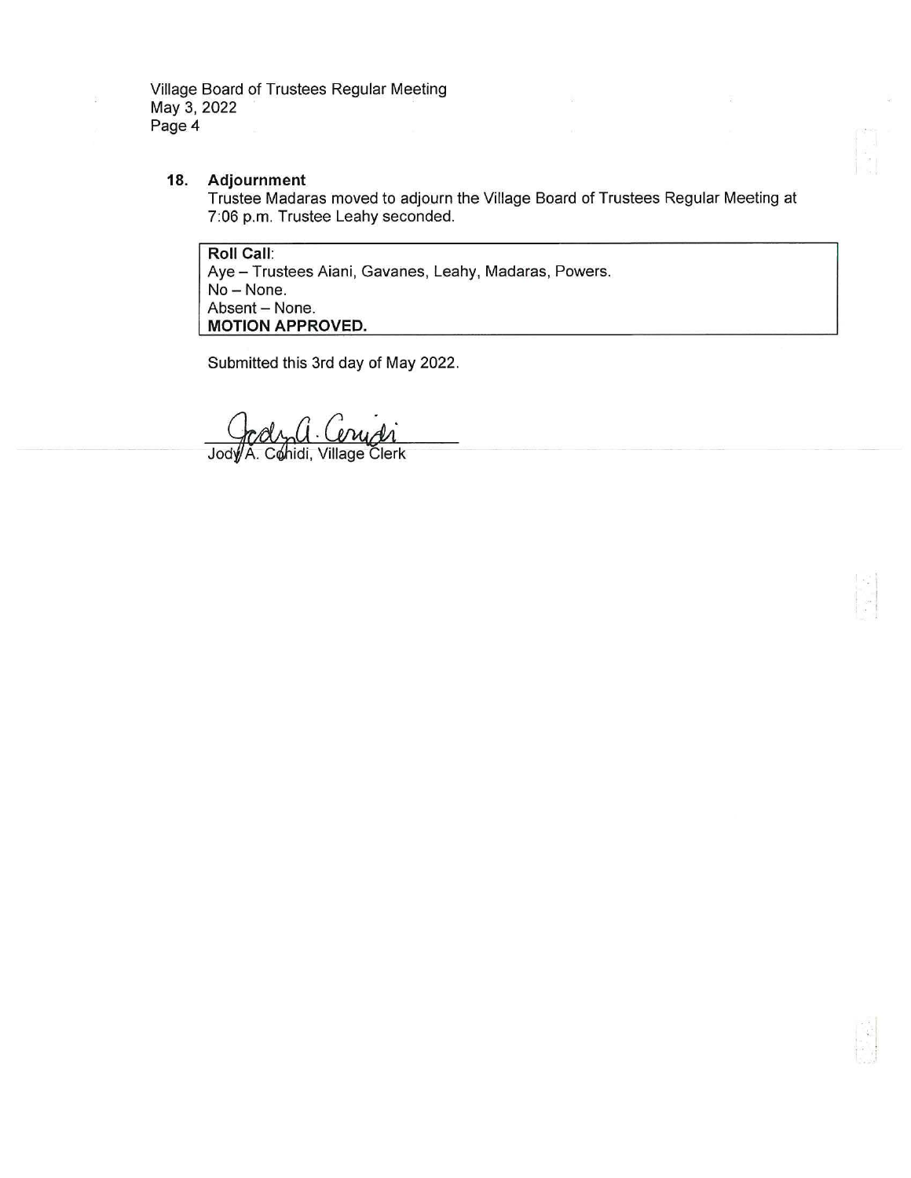**18. Adjournment**

Trustee Madaras moved to adjourn the Village Board of Trustees Regular Meeting at 7:06 p.m. Trustee Leahy seconded.

**Roll Call**:
Aye – Trustees Aiani, Gavanes, Leahy, Madaras, Powers.
No – None.
Absent – None.
**MOTION APPROVED.**

Submitted this 3rd day of May 2022.

Jody A. Conidi, Village Clerk